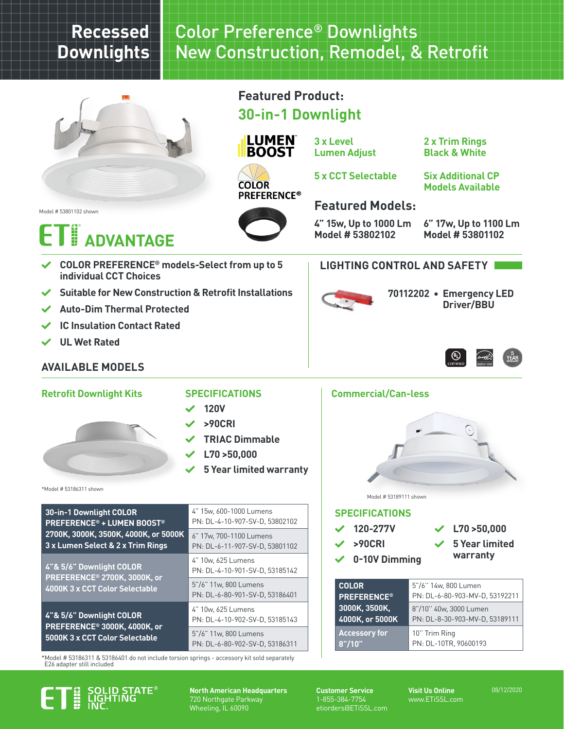# Recessed Downlights

# Color Preference® Downlights New Construction, Remodel, & Retrofit

Model # 53801102 shown

## Featured Product:

## 30-in-1 Downlight

LUMEN BOOST™

COLOR PREFERENCE®

3 x Level Lumen Adjust

2 x Trim Rings Black & White

5 x CCT Selectable

Six Additional CP Models Available

### Featured Models:

4" 15w, Up to 1000 Lm
Model # 53802102

6" 17w, Up to 1100 Lm
Model # 53801102

## ETi ADVANTAGE

- COLOR PREFERENCE® models-Select from up to 5 individual CCT Choices
- Suitable for New Construction & Retrofit Installations
- Auto-Dim Thermal Protected
- IC Insulation Contact Rated
- UL Wet Rated

## LIGHTING CONTROL AND SAFETY

**70112202 • Emergency LED Driver/BBU**

## AVAILABLE MODELS

### Retrofit Downlight Kits

*Model # 53186311 shown

### SPECIFICATIONS

- 120V
- >90CRI
- TRIAC Dimmable
- L70 >50,000
- 5 Year limited warranty

| Model | Specification |
|---|---|
| **30-in-1 Downlight COLOR PREFERENCE® + LUMEN BOOST® 2700K, 3000K, 3500K, 4000K, or 5000K 3 x Lumen Select & 2 x Trim Rings** | 4" 15w, 600-1000 Lumens<br>PN: DL-4-10-907-SV-D, 53802102 |
| | 6" 17w, 700-1100 Lumens<br>PN: DL-6-11-907-SV-D, 53801102 |
| **4"& 5/6" Downlight COLOR PREFERENCE® 2700K, 3000K, or 4000K 3 x CCT Color Selectable** | 4" 10w, 625 Lumens<br>PN: DL-4-10-901-SV-D, 53185142 |
| | 5"/6" 11w, 800 Lumens<br>PN: DL-6-80-901-SV-D, 53186401 |
| **4"& 5/6" Downlight COLOR PREFERENCE® 3000K, 4000K, or 5000K 3 x CCT Color Selectable** | 4" 10w, 625 Lumens<br>PN: DL-4-10-902-SV-D, 53185143 |
| | 5"/6" 11w, 800 Lumens<br>PN: DL-6-80-902-SV-D, 53186311 |

*Model # 53186311 & 53186401 do not include torsion springs - accessory kit sold separately E26 adapter still included

### Commercial/Can-less

Model # 53189111 shown

### SPECIFICATIONS

- 120-277V
- >90CRI
- 0-10V Dimming
- L70 >50,000
- 5 Year limited warranty

| Model | Specification |
|---|---|
| **COLOR PREFERENCE® 3000K, 3500K, 4000K, or 5000K** | 5"/6" 14w, 800 Lumen<br>PN: DL-6-80-903-MV-D, 53192211 |
| | 8"/10" 40w, 3000 Lumen<br>PN: DL-8-30-903-MV-D, 53189111 |
| **Accessory for 8"/10"** | 10" Trim Ring<br>PN: DL-10TR, 90600193 |

ETi SOLID STATE® LIGHTING INC.

**North American Headquarters**
720 Northgate Parkway
Wheeling, IL 60090

**Customer Service**
1-855-384-7754
etiorders@ETiSSL.com

**Visit Us Online**
www.ETiSSL.com

08/12/2020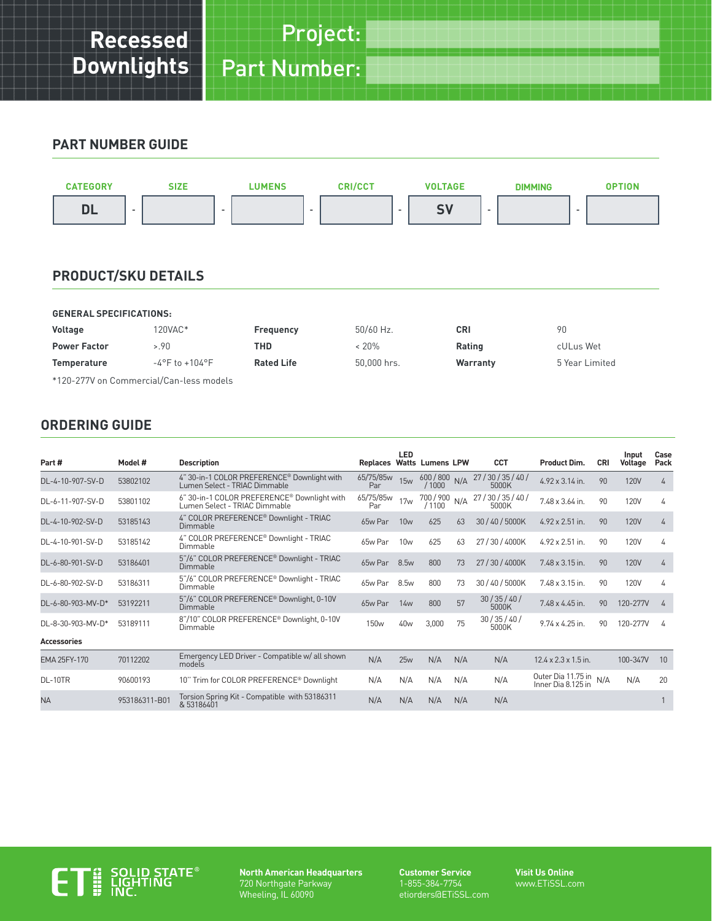# Recessed Downlights

**Project:**

**Part Number:**

## PART NUMBER GUIDE

| CATEGORY | | SIZE | | LUMENS | | CRI/CCT | | VOLTAGE | | DIMMING | | OPTION |
|---|---|---|---|---|---|---|---|---|---|---|---|---|
| DL | - | | - | | - | | - | SV | - | | - | |

## PRODUCT/SKU DETAILS

**GENERAL SPECIFICATIONS:**

| | | | | | |
|---|---|---|---|---|---|
| **Voltage** | 120VAC* | **Frequency** | 50/60 Hz. | **CRI** | 90 |
| **Power Factor** | >.90 | **THD** | < 20% | **Rating** | cULus Wet |
| **Temperature** | -4°F to +104°F | **Rated Life** | 50,000 hrs. | **Warranty** | 5 Year Limited |

*120-277V on Commercial/Can-less models

## ORDERING GUIDE

| Part # | Model # | Description | Replaces | LED Watts | Lumens | LPW | CCT | Product Dim. | CRI | Input Voltage | Case Pack |
|---|---|---|---|---|---|---|---|---|---|---|---|
| DL-4-10-907-SV-D | 53802102 | 4" 30-in-1 COLOR PREFERENCE® Downlight with Lumen Select - TRIAC Dimmable | 65/75/85w Par | 15w | 600 / 800 / 1000 | N/A | 27 / 30 / 35 / 40 / 5000K | 4.92 x 3.14 in. | 90 | 120V | 4 |
| DL-6-11-907-SV-D | 53801102 | 6" 30-in-1 COLOR PREFERENCE® Downlight with Lumen Select - TRIAC Dimmable | 65/75/85w Par | 17w | 700 / 900 / 1100 | N/A | 27 / 30 / 35 / 40 / 5000K | 7.48 x 3.64 in. | 90 | 120V | 4 |
| DL-4-10-902-SV-D | 53185143 | 4" COLOR PREFERENCE® Downlight - TRIAC Dimmable | 65w Par | 10w | 625 | 63 | 30 / 40 / 5000K | 4.92 x 2.51 in. | 90 | 120V | 4 |
| DL-4-10-901-SV-D | 53185142 | 4" COLOR PREFERENCE® Downlight - TRIAC Dimmable | 65w Par | 10w | 625 | 63 | 27 / 30 / 4000K | 4.92 x 2.51 in. | 90 | 120V | 4 |
| DL-6-80-901-SV-D | 53186401 | 5"/6" COLOR PREFERENCE® Downlight - TRIAC Dimmable | 65w Par | 8.5w | 800 | 73 | 27 / 30 / 4000K | 7.48 x 3.15 in. | 90 | 120V | 4 |
| DL-6-80-902-SV-D | 53186311 | 5"/6" COLOR PREFERENCE® Downlight - TRIAC Dimmable | 65w Par | 8.5w | 800 | 73 | 30 / 40 / 5000K | 7.48 x 3.15 in. | 90 | 120V | 4 |
| DL-6-80-903-MV-D* | 53192211 | 5"/6" COLOR PREFERENCE® Downlight, 0-10V Dimmable | 65w Par | 14w | 800 | 57 | 30 / 35 / 40 / 5000K | 7.48 x 4.45 in. | 90 | 120-277V | 4 |
| DL-8-30-903-MV-D* | 53189111 | 8"/10" COLOR PREFERENCE® Downlight, 0-10V Dimmable | 150w | 40w | 3,000 | 75 | 30 / 35 / 40 / 5000K | 9.74 x 4.25 in. | 90 | 120-277V | 4 |
| **Accessories** | | | | | | | | | | | |
| EMA 25FY-170 | 70112202 | Emergency LED Driver - Compatible w/ all shown models | N/A | 25w | N/A | N/A | N/A | 12.4 x 2.3 x 1.5 in. | | 100-347V | 10 |
| DL-10TR | 90600193 | 10" Trim for COLOR PREFERENCE® Downlight | N/A | N/A | N/A | N/A | N/A | Outer Dia 11.75 in Inner Dia 8.125 in | N/A | N/A | 20 |
| NA | 953186311-B01 | Torsion Spring Kit - Compatible with 53186311 & 53186401 | N/A | N/A | N/A | N/A | N/A | | | | 1 |

ETi SOLID STATE® LIGHTING INC.

**North American Headquarters**
720 Northgate Parkway
Wheeling, IL 60090

**Customer Service**
1-855-384-7754
etiorders@ETiSSL.com

**Visit Us Online**
www.ETiSSL.com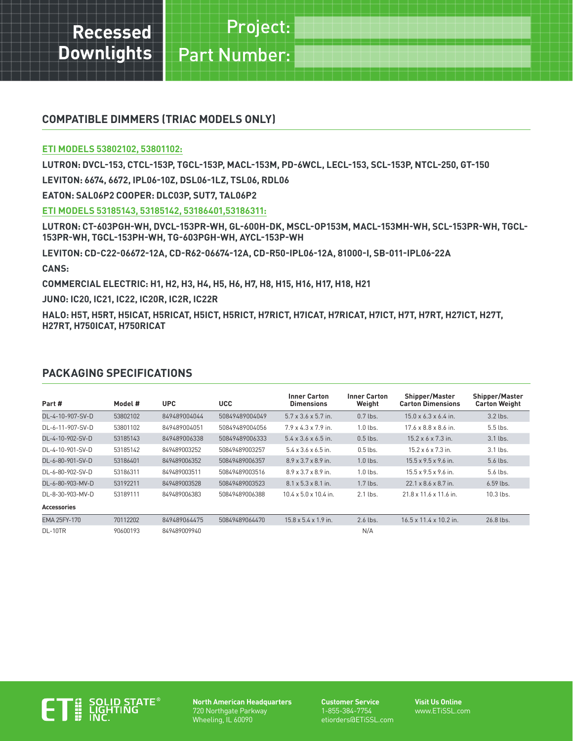# Recessed Downlights

Project:

Part Number:

## COMPATIBLE DIMMERS (TRIAC MODELS ONLY)

**ETI MODELS 53802102, 53801102:**

**LUTRON: DVCL-153, CTCL-153P, TGCL-153P, MACL-153M, PD-6WCL, LECL-153, SCL-153P, NTCL-250, GT-150**

**LEVITON: 6674, 6672, IPL06-10Z, DSL06-1LZ, TSL06, RDL06**

**EATON: SAL06P2 COOPER: DLC03P, SUT7, TAL06P2**

**ETI MODELS 53185143, 53185142, 53186401,53186311:**

**LUTRON: CT-603PGH-WH, DVCL-153PR-WH, GL-600H-DK, MSCL-OP153M, MACL-153MH-WH, SCL-153PR-WH, TGCL-153PR-WH, TGCL-153PH-WH, TG-603PGH-WH, AYCL-153P-WH**

**LEVITON: CD-C22-06672-12A, CD-R62-06674-12A, CD-R50-IPL06-12A, 81000-I, SB-011-IPL06-22A**

**CANS:**

**COMMERCIAL ELECTRIC: H1, H2, H3, H4, H5, H6, H7, H8, H15, H16, H17, H18, H21**

**JUNO: IC20, IC21, IC22, IC20R, IC2R, IC22R**

**HALO: H5T, H5RT, H5ICAT, H5RICAT, H5ICT, H5RICT, H7RICT, H7ICAT, H7RICAT, H7ICT, H7T, H7RT, H27ICT, H27T, H27RT, H750ICAT, H750RICAT**

## PACKAGING SPECIFICATIONS

| Part # | Model # | UPC | UCC | Inner Carton Dimensions | Inner Carton Weight | Shipper/Master Carton Dimensions | Shipper/Master Carton Weight |
|---|---|---|---|---|---|---|---|
| DL-4-10-907-SV-D | 53802102 | 849489004044 | 50849489004049 | 5.7 x 3.6 x 5.7 in. | 0.7 lbs. | 15.0 x 6.3 x 6.4 in. | 3.2 lbs. |
| DL-6-11-907-SV-D | 53801102 | 849489004051 | 50849489004056 | 7.9 x 4.3 x 7.9 in. | 1.0 lbs. | 17.6 x 8.8 x 8.6 in. | 5.5 lbs. |
| DL-4-10-902-SV-D | 53185143 | 849489006338 | 50849489006333 | 5.4 x 3.6 x 6.5 in. | 0.5 lbs. | 15.2 x 6 x 7.3 in. | 3.1 lbs. |
| DL-4-10-901-SV-D | 53185142 | 849489003252 | 50849489003257 | 5.4 x 3.6 x 6.5 in. | 0.5 lbs. | 15.2 x 6 x 7.3 in. | 3.1 lbs. |
| DL-6-80-901-SV-D | 53186401 | 849489006352 | 50849489006357 | 8.9 x 3.7 x 8.9 in. | 1.0 lbs. | 15.5 x 9.5 x 9.6 in. | 5.6 lbs. |
| DL-6-80-902-SV-D | 53186311 | 849489003511 | 50849489003516 | 8.9 x 3.7 x 8.9 in. | 1.0 lbs. | 15.5 x 9.5 x 9.6 in. | 5.6 lbs. |
| DL-6-80-903-MV-D | 53192211 | 849489003528 | 50849489003523 | 8.1 x 5.3 x 8.1 in. | 1.7 lbs. | 22.1 x 8.6 x 8.7 in. | 6.59 lbs. |
| DL-8-30-903-MV-D | 53189111 | 849489006383 | 50849489006388 | 10.4 x 5.0 x 10.4 in. | 2.1 lbs. | 21.8 x 11.6 x 11.6 in. | 10.3 lbs. |
| **Accessories** | | | | | | | |
| EMA 25FY-170 | 70112202 | 849489064475 | 50849489064470 | 15.8 x 5.4 x 1.9 in. | 2.6 lbs. | 16.5 x 11.4 x 10.2 in. | 26.8 lbs. |
| DL-10TR | 90600193 | 849489009940 | | | N/A | | |

ETi SOLID STATE® LIGHTING INC.

**North American Headquarters**
720 Northgate Parkway
Wheeling, IL 60090

**Customer Service**
1-855-384-7754
etiorders@ETiSSL.com

**Visit Us Online**
www.ETiSSL.com